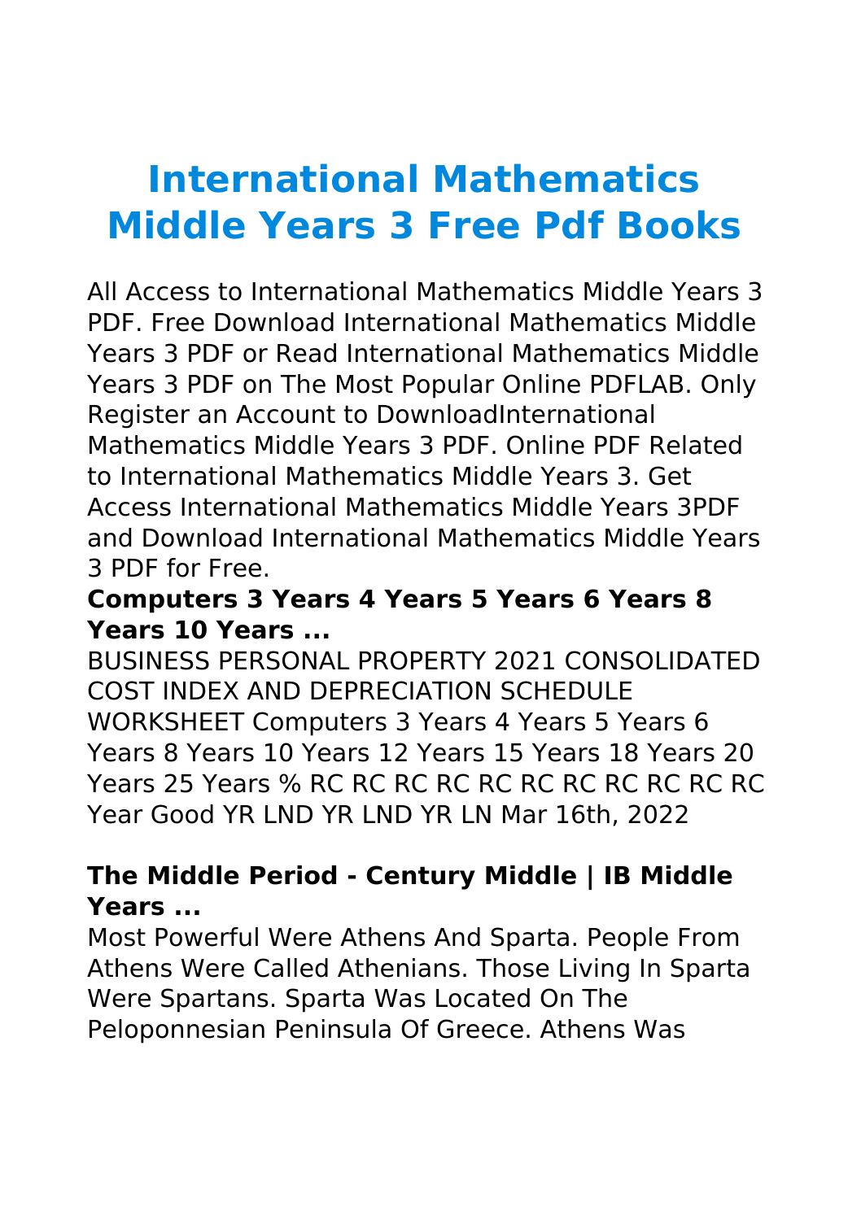# International Mathematics Middle Years 3 Free Pdf Books

All Access to International Mathematics Middle Years 3 PDF. Free Download International Mathematics Middle Years 3 PDF or Read International Mathematics Middle Years 3 PDF on The Most Popular Online PDFLAB. Only Register an Account to DownloadInternational Mathematics Middle Years 3 PDF. Online PDF Related to International Mathematics Middle Years 3. Get Access International Mathematics Middle Years 3PDF and Download International Mathematics Middle Years 3 PDF for Free.

### Computers 3 Years 4 Years 5 Years 6 Years 8 Years 10 Years ...

BUSINESS PERSONAL PROPERTY 2021 CONSOLIDATED COST INDEX AND DEPRECIATION SCHEDULE WORKSHEET Computers 3 Years 4 Years 5 Years 6 Years 8 Years 10 Years 12 Years 15 Years 18 Years 20 Years 25 Years % RC RC RC RC RC RC RC RC RC RC RC Year Good YR LND YR LND YR LN Mar 16th, 2022

### The Middle Period - Century Middle | IB Middle Years ...

Most Powerful Were Athens And Sparta. People From Athens Were Called Athenians. Those Living In Sparta Were Spartans. Sparta Was Located On The Peloponnesian Peninsula Of Greece. Athens Was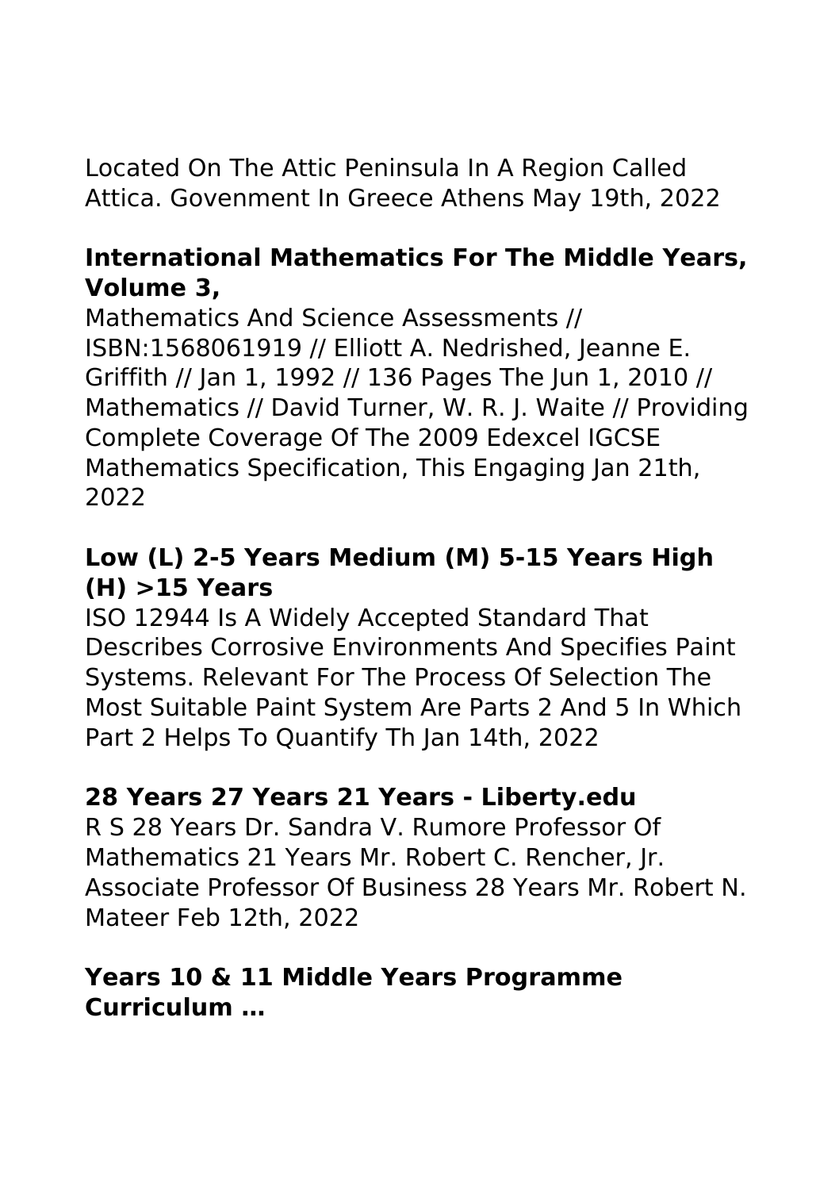Located On The Attic Peninsula In A Region Called Attica. Govenment In Greece Athens May 19th, 2022

### International Mathematics For The Middle Years, Volume 3,

Mathematics And Science Assessments // ISBN:1568061919 // Elliott A. Nedrished, Jeanne E. Griffith // Jan 1, 1992 // 136 Pages The Jun 1, 2010 // Mathematics // David Turner, W. R. J. Waite // Providing Complete Coverage Of The 2009 Edexcel IGCSE Mathematics Specification, This Engaging Jan 21th, 2022

### Low (L) 2-5 Years Medium (M) 5-15 Years High (H) >15 Years

ISO 12944 Is A Widely Accepted Standard That Describes Corrosive Environments And Specifies Paint Systems. Relevant For The Process Of Selection The Most Suitable Paint System Are Parts 2 And 5 In Which Part 2 Helps To Quantify Th Jan 14th, 2022

### 28 Years 27 Years 21 Years - Liberty.edu

R S 28 Years Dr. Sandra V. Rumore Professor Of Mathematics 21 Years Mr. Robert C. Rencher, Jr. Associate Professor Of Business 28 Years Mr. Robert N. Mateer Feb 12th, 2022

### Years 10 & 11 Middle Years Programme Curriculum …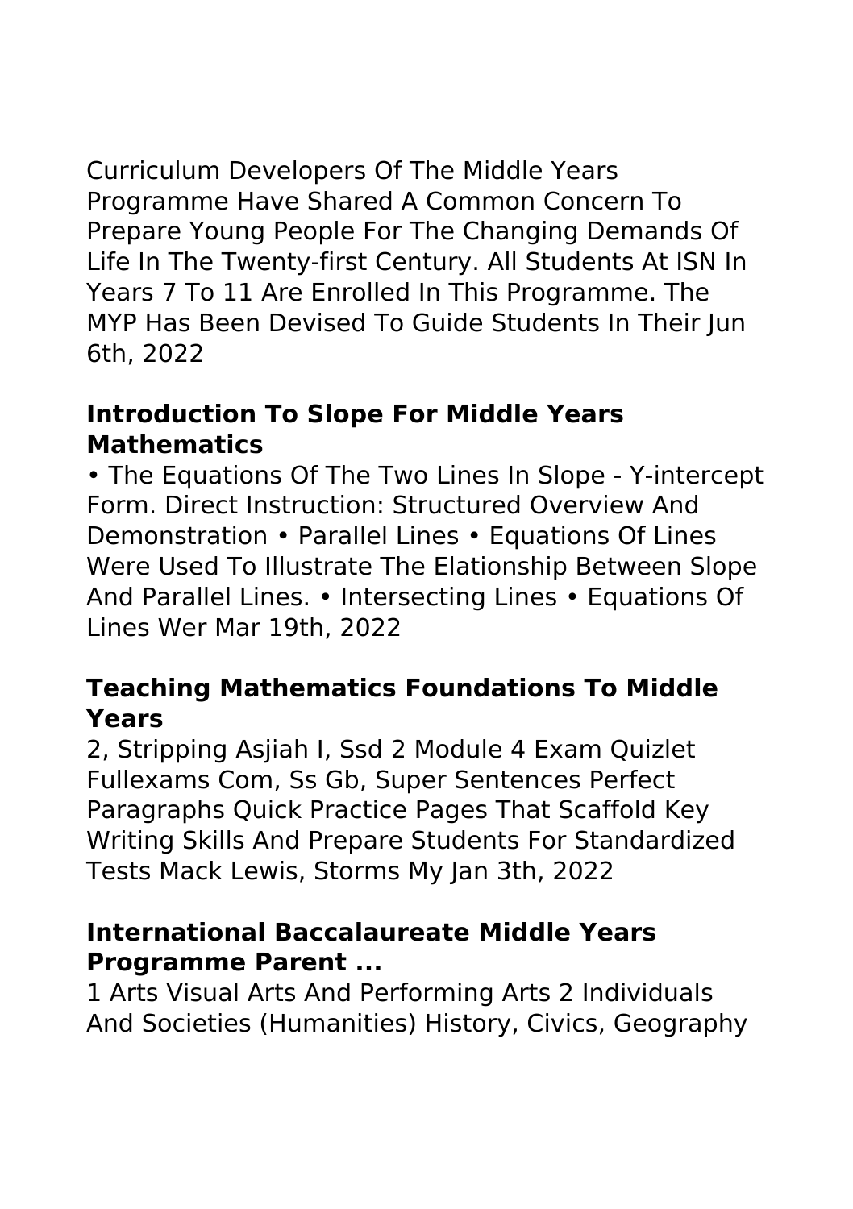Curriculum Developers Of The Middle Years Programme Have Shared A Common Concern To Prepare Young People For The Changing Demands Of Life In The Twenty-first Century. All Students At ISN In Years 7 To 11 Are Enrolled In This Programme. The MYP Has Been Devised To Guide Students In Their Jun 6th, 2022

### Introduction To Slope For Middle Years Mathematics

• The Equations Of The Two Lines In Slope - Y-intercept Form. Direct Instruction: Structured Overview And Demonstration • Parallel Lines • Equations Of Lines Were Used To Illustrate The Elationship Between Slope And Parallel Lines. • Intersecting Lines • Equations Of Lines Wer Mar 19th, 2022

### Teaching Mathematics Foundations To Middle Years

2, Stripping Asjiah I, Ssd 2 Module 4 Exam Quizlet Fullexams Com, Ss Gb, Super Sentences Perfect Paragraphs Quick Practice Pages That Scaffold Key Writing Skills And Prepare Students For Standardized Tests Mack Lewis, Storms My Jan 3th, 2022

### International Baccalaureate Middle Years Programme Parent ...

1 Arts Visual Arts And Performing Arts 2 Individuals And Societies (Humanities) History, Civics, Geography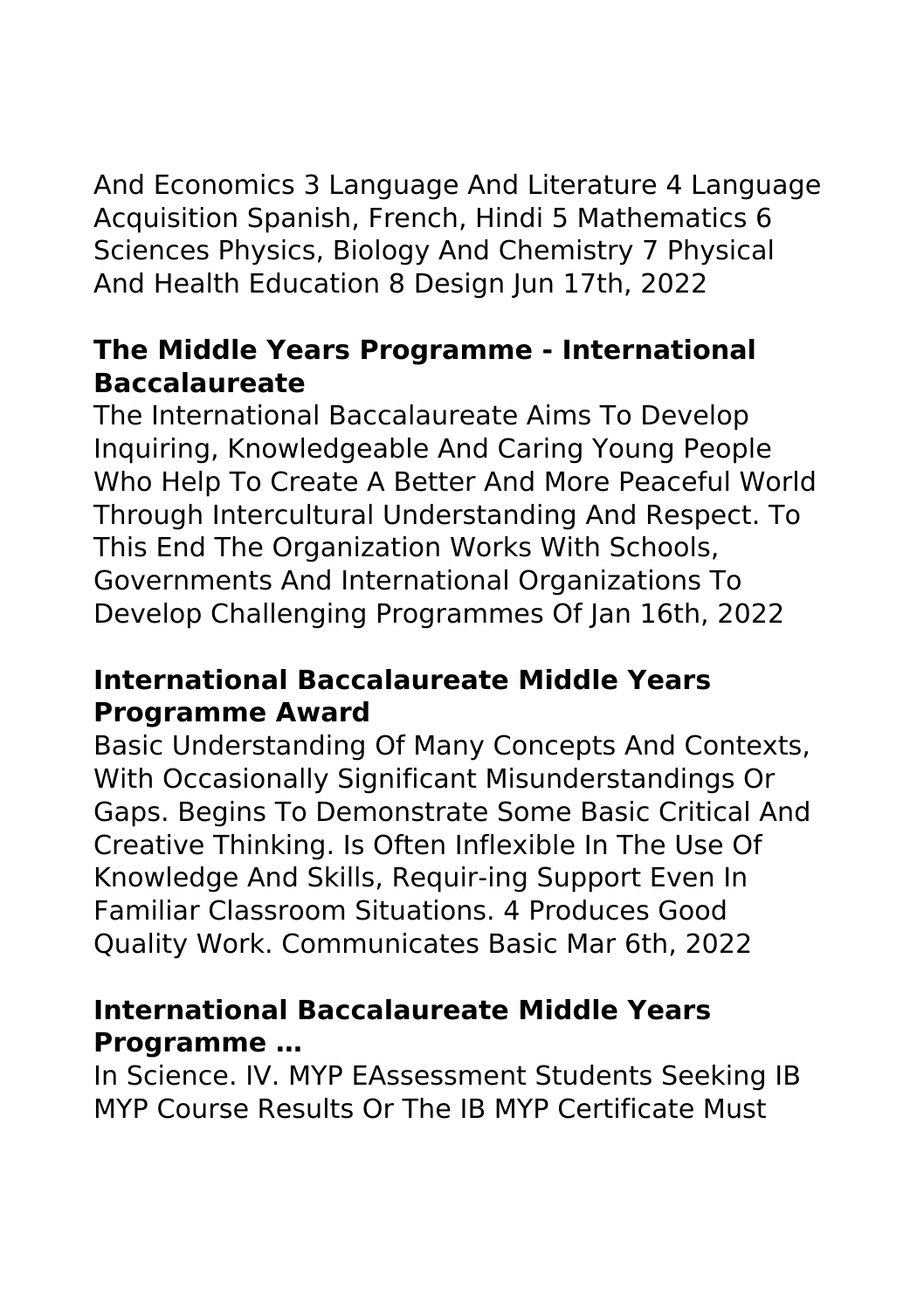And Economics 3 Language And Literature 4 Language Acquisition Spanish, French, Hindi 5 Mathematics 6 Sciences Physics, Biology And Chemistry 7 Physical And Health Education 8 Design Jun 17th, 2022

### The Middle Years Programme - International Baccalaureate

The International Baccalaureate Aims To Develop Inquiring, Knowledgeable And Caring Young People Who Help To Create A Better And More Peaceful World Through Intercultural Understanding And Respect. To This End The Organization Works With Schools, Governments And International Organizations To Develop Challenging Programmes Of Jan 16th, 2022

### International Baccalaureate Middle Years Programme Award

Basic Understanding Of Many Concepts And Contexts, With Occasionally Significant Misunderstandings Or Gaps. Begins To Demonstrate Some Basic Critical And Creative Thinking. Is Often Inflexible In The Use Of Knowledge And Skills, Requir-ing Support Even In Familiar Classroom Situations. 4 Produces Good Quality Work. Communicates Basic Mar 6th, 2022

### International Baccalaureate Middle Years Programme …

In Science. IV. MYP EAssessment Students Seeking IB MYP Course Results Or The IB MYP Certificate Must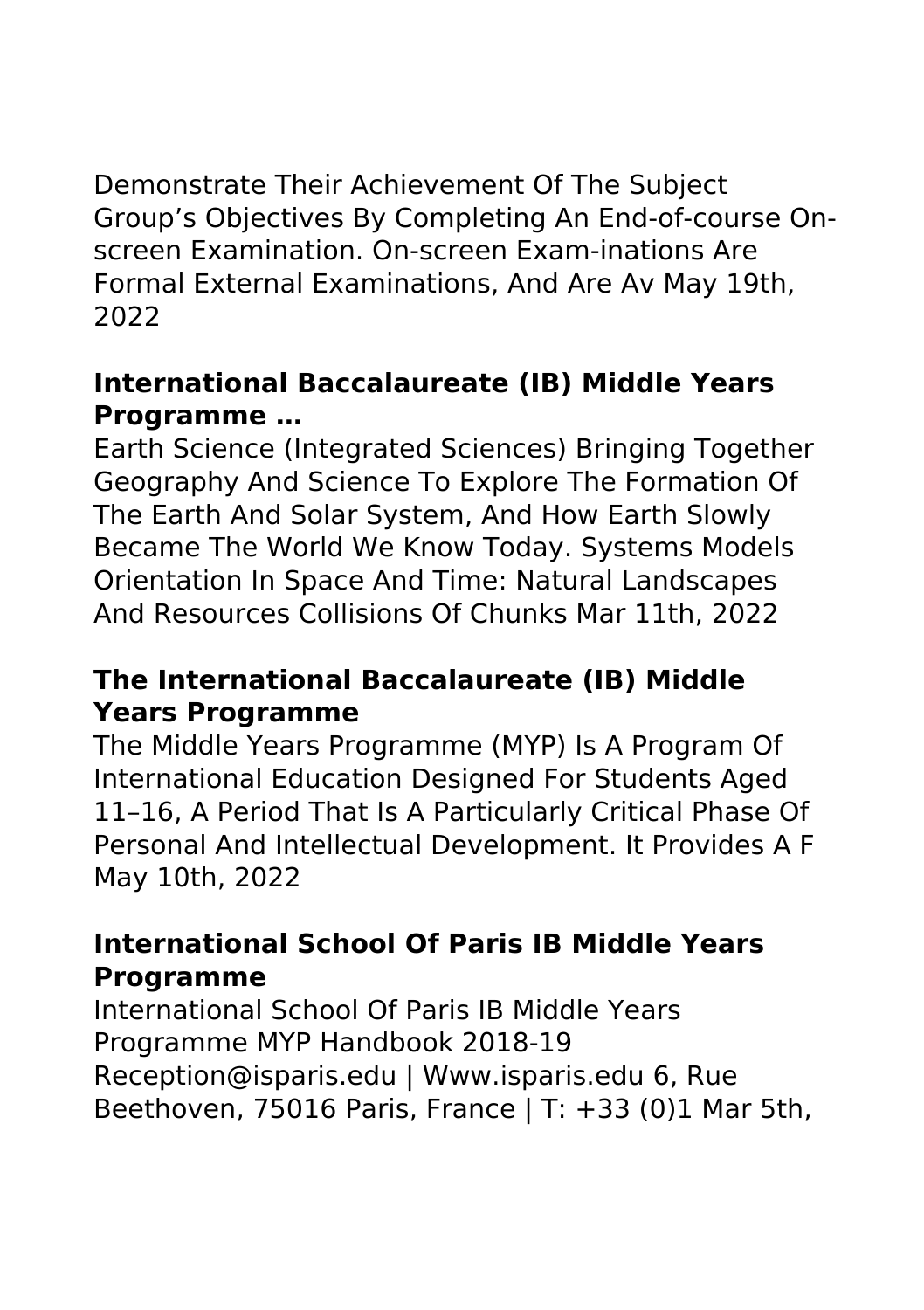Demonstrate Their Achievement Of The Subject Group's Objectives By Completing An End-of-course On-screen Examination. On-screen Exam-inations Are Formal External Examinations, And Are Av May 19th, 2022

## International Baccalaureate (IB) Middle Years Programme …

Earth Science (Integrated Sciences) Bringing Together Geography And Science To Explore The Formation Of The Earth And Solar System, And How Earth Slowly Became The World We Know Today. Systems Models Orientation In Space And Time: Natural Landscapes And Resources Collisions Of Chunks Mar 11th, 2022

## The International Baccalaureate (IB) Middle Years Programme

The Middle Years Programme (MYP) Is A Program Of International Education Designed For Students Aged 11–16, A Period That Is A Particularly Critical Phase Of Personal And Intellectual Development. It Provides A F May 10th, 2022

## International School Of Paris IB Middle Years Programme

International School Of Paris IB Middle Years Programme MYP Handbook 2018-19 Reception@isparis.edu | Www.isparis.edu 6, Rue Beethoven, 75016 Paris, France | T: +33 (0)1 Mar 5th,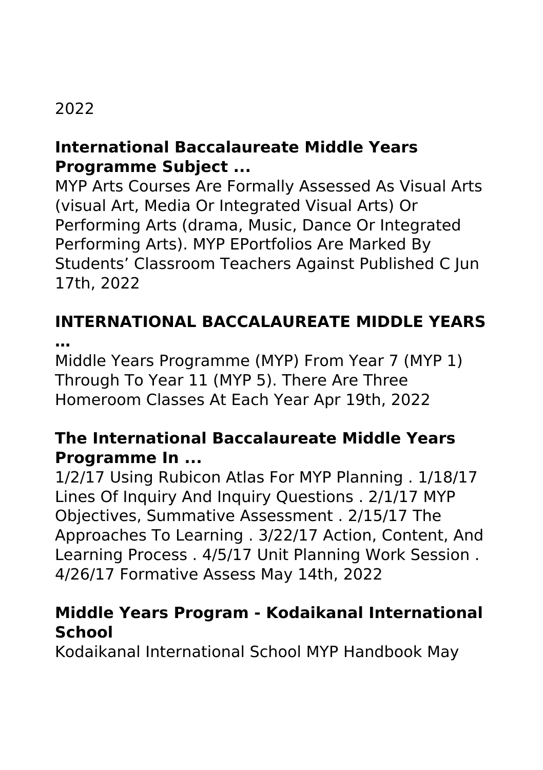2022

### International Baccalaureate Middle Years Programme Subject ...

MYP Arts Courses Are Formally Assessed As Visual Arts (visual Art, Media Or Integrated Visual Arts) Or Performing Arts (drama, Music, Dance Or Integrated Performing Arts). MYP EPortfolios Are Marked By Students' Classroom Teachers Against Published C Jun 17th, 2022

### INTERNATIONAL BACCALAUREATE MIDDLE YEARS …

Middle Years Programme (MYP) From Year 7 (MYP 1) Through To Year 11 (MYP 5). There Are Three Homeroom Classes At Each Year Apr 19th, 2022

### The International Baccalaureate Middle Years Programme In ...

1/2/17 Using Rubicon Atlas For MYP Planning . 1/18/17 Lines Of Inquiry And Inquiry Questions . 2/1/17 MYP Objectives, Summative Assessment . 2/15/17 The Approaches To Learning . 3/22/17 Action, Content, And Learning Process . 4/5/17 Unit Planning Work Session . 4/26/17 Formative Assess May 14th, 2022

### Middle Years Program - Kodaikanal International School

Kodaikanal International School MYP Handbook May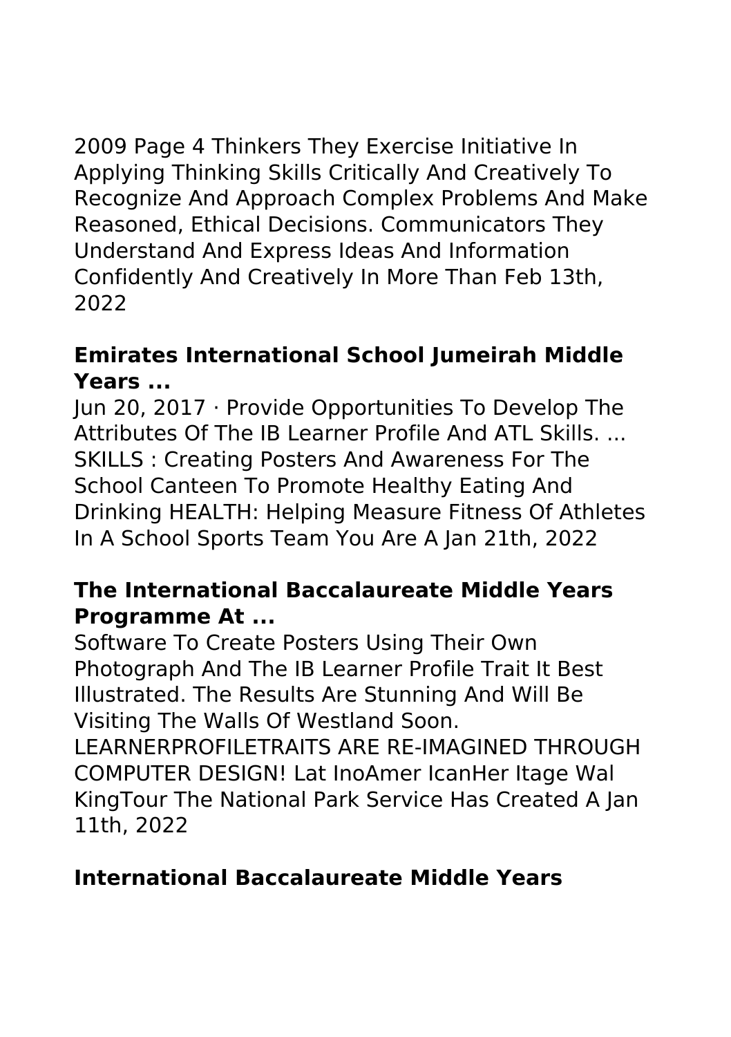2009 Page 4 Thinkers They Exercise Initiative In Applying Thinking Skills Critically And Creatively To Recognize And Approach Complex Problems And Make Reasoned, Ethical Decisions. Communicators They Understand And Express Ideas And Information Confidently And Creatively In More Than Feb 13th, 2022

### **Emirates International School Jumeirah Middle Years ...**

Jun 20, 2017 · Provide Opportunities To Develop The Attributes Of The IB Learner Profile And ATL Skills. ... SKILLS : Creating Posters And Awareness For The School Canteen To Promote Healthy Eating And Drinking HEALTH: Helping Measure Fitness Of Athletes In A School Sports Team You Are A Jan 21th, 2022

### **The International Baccalaureate Middle Years Programme At ...**

Software To Create Posters Using Their Own Photograph And The IB Learner Profile Trait It Best Illustrated. The Results Are Stunning And Will Be Visiting The Walls Of Westland Soon. LEARNERPROFILETRAITS ARE RE-IMAGINED THROUGH COMPUTER DESIGN! Lat InoAmer IcanHer Itage Wal KingTour The National Park Service Has Created A Jan 11th, 2022

### **International Baccalaureate Middle Years**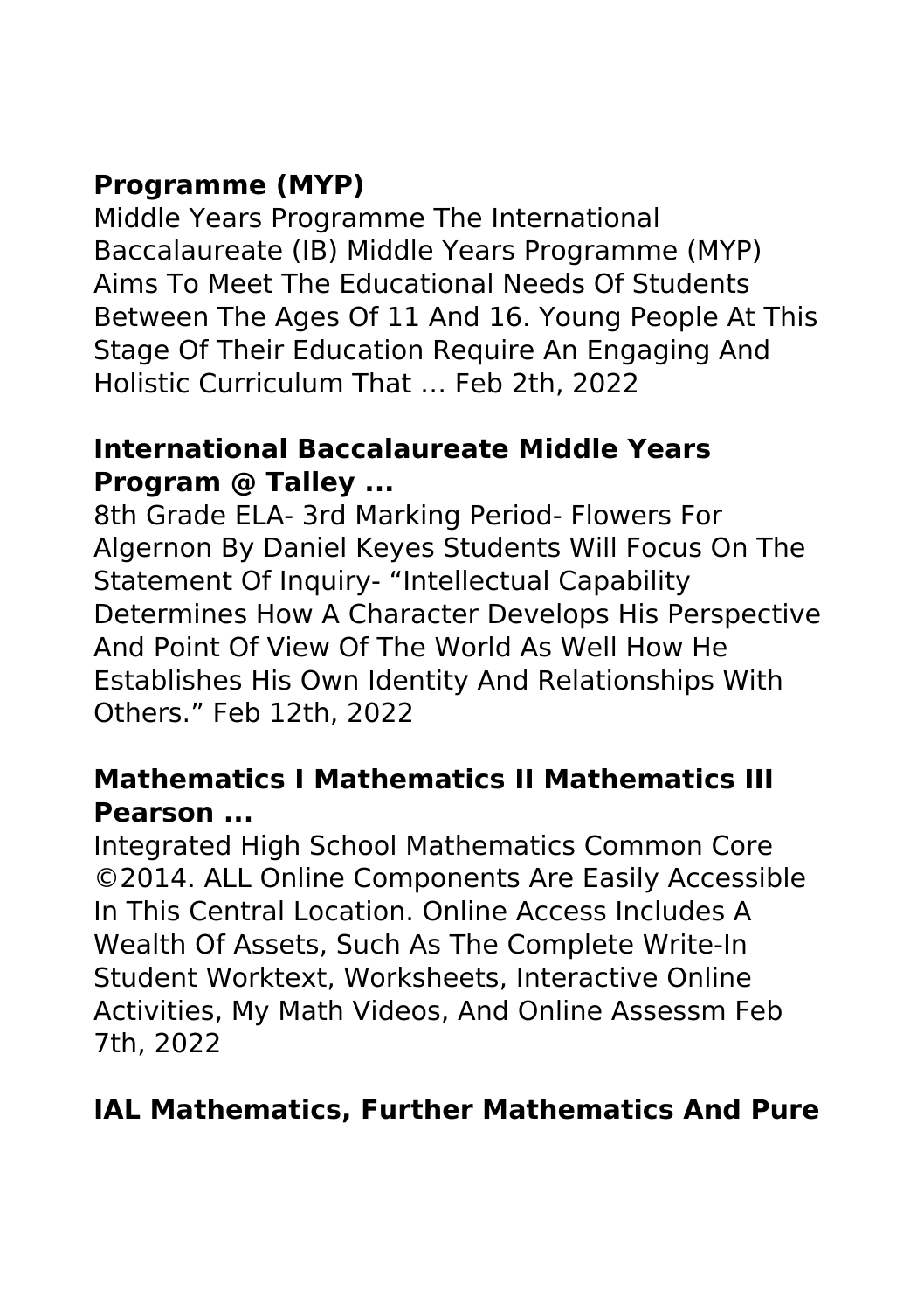### Programme (MYP)

Middle Years Programme The International Baccalaureate (IB) Middle Years Programme (MYP) Aims To Meet The Educational Needs Of Students Between The Ages Of 11 And 16. Young People At This Stage Of Their Education Require An Engaging And Holistic Curriculum That … Feb 2th, 2022

### International Baccalaureate Middle Years Program @ Talley ...

8th Grade ELA- 3rd Marking Period- Flowers For Algernon By Daniel Keyes Students Will Focus On The Statement Of Inquiry- "Intellectual Capability Determines How A Character Develops His Perspective And Point Of View Of The World As Well How He Establishes His Own Identity And Relationships With Others." Feb 12th, 2022

### Mathematics I Mathematics II Mathematics III Pearson ...

Integrated High School Mathematics Common Core ©2014. ALL Online Components Are Easily Accessible In This Central Location. Online Access Includes A Wealth Of Assets, Such As The Complete Write-In Student Worktext, Worksheets, Interactive Online Activities, My Math Videos, And Online Assessm Feb 7th, 2022

### IAL Mathematics, Further Mathematics And Pure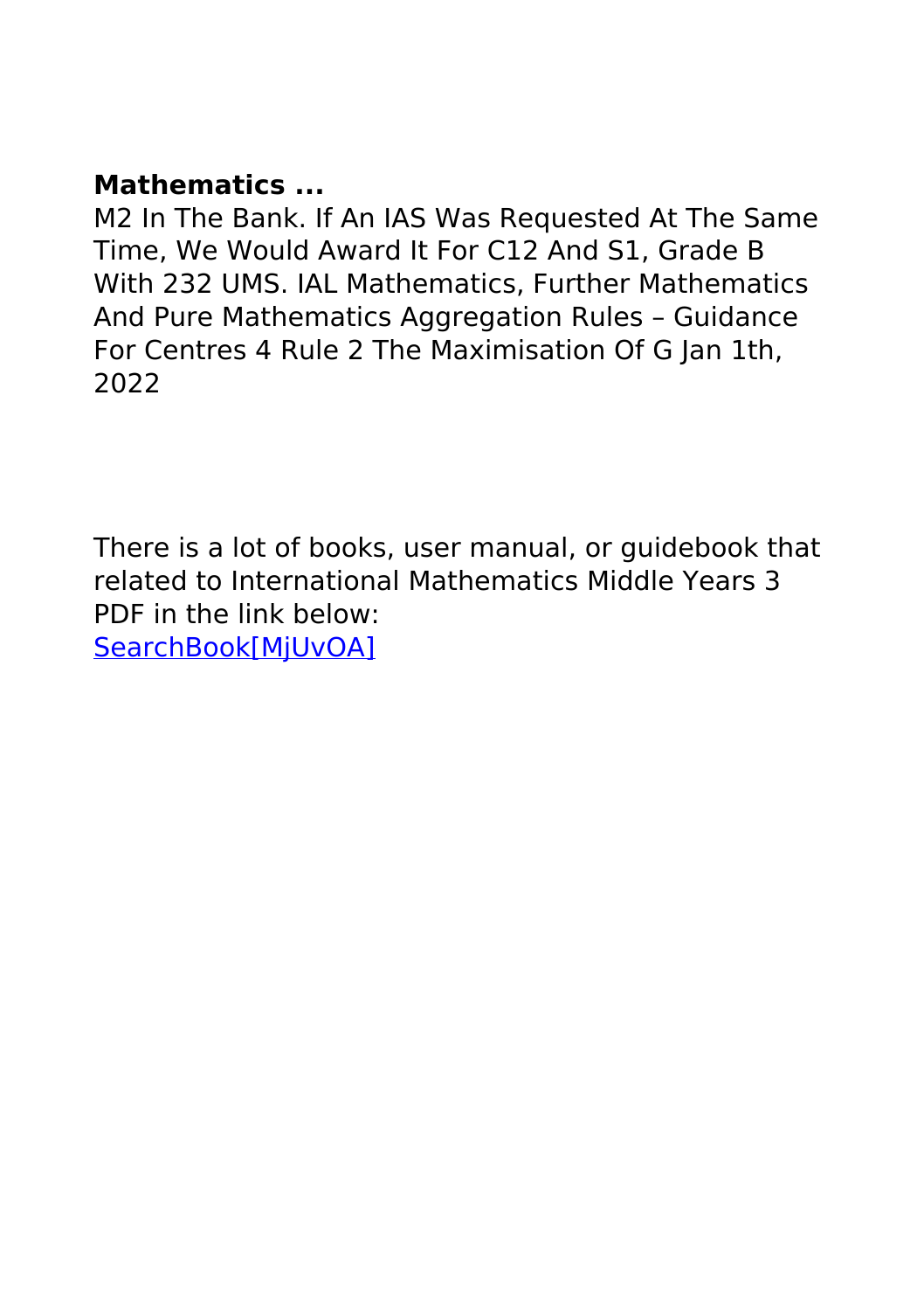**Mathematics ...**

M2 In The Bank. If An IAS Was Requested At The Same Time, We Would Award It For C12 And S1, Grade B With 232 UMS. IAL Mathematics, Further Mathematics And Pure Mathematics Aggregation Rules – Guidance For Centres 4 Rule 2 The Maximisation Of G Jan 1th, 2022

There is a lot of books, user manual, or guidebook that related to International Mathematics Middle Years 3 PDF in the link below:

[SearchBook[MjUvOA]]